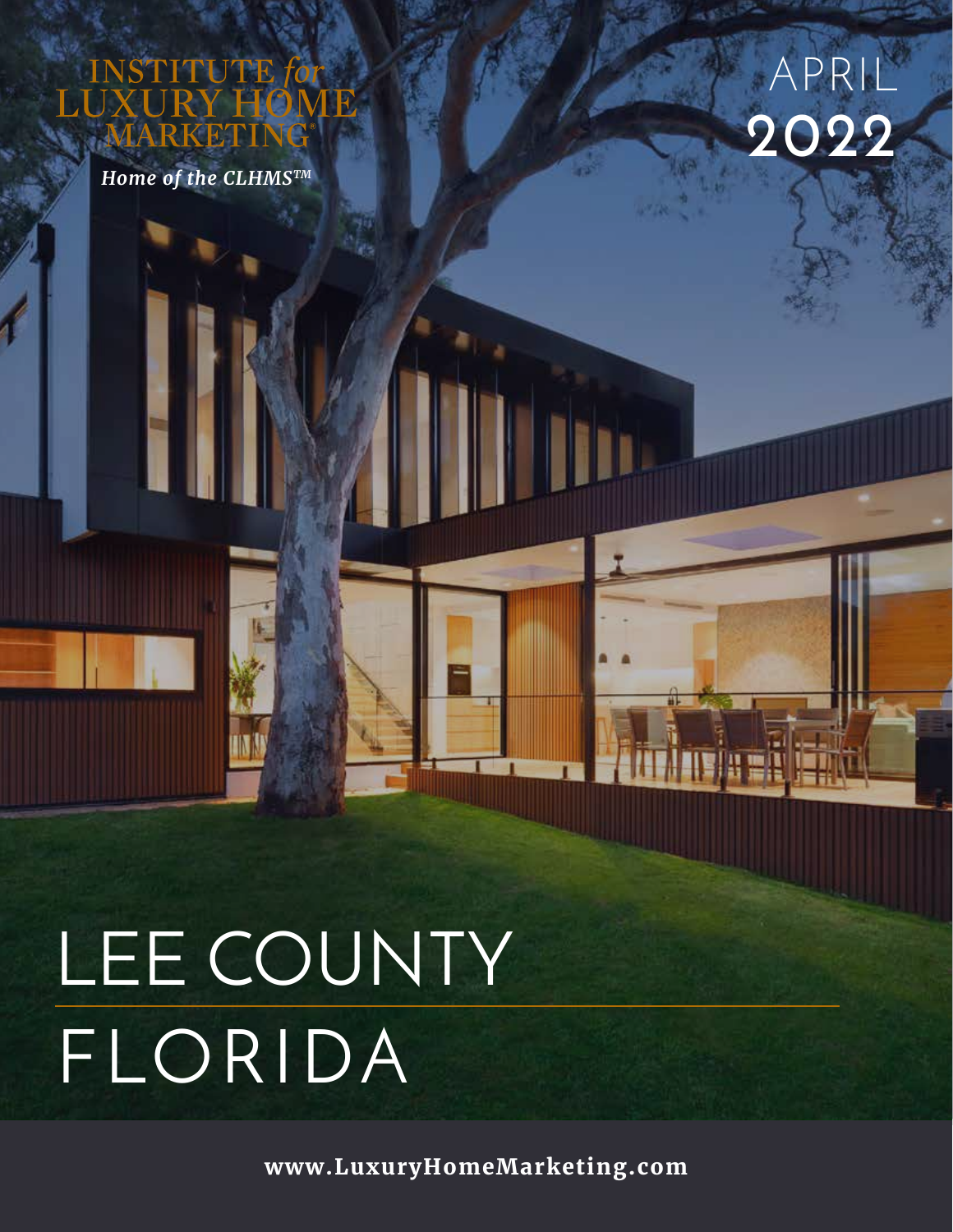INSTITUTE *for* LUXURY HOME MARKETING®

*Home of the CLHMS™*

APRIL 2022

# LEE COUNTY FLORIDA

**www.LuxuryHomeMarketing.com**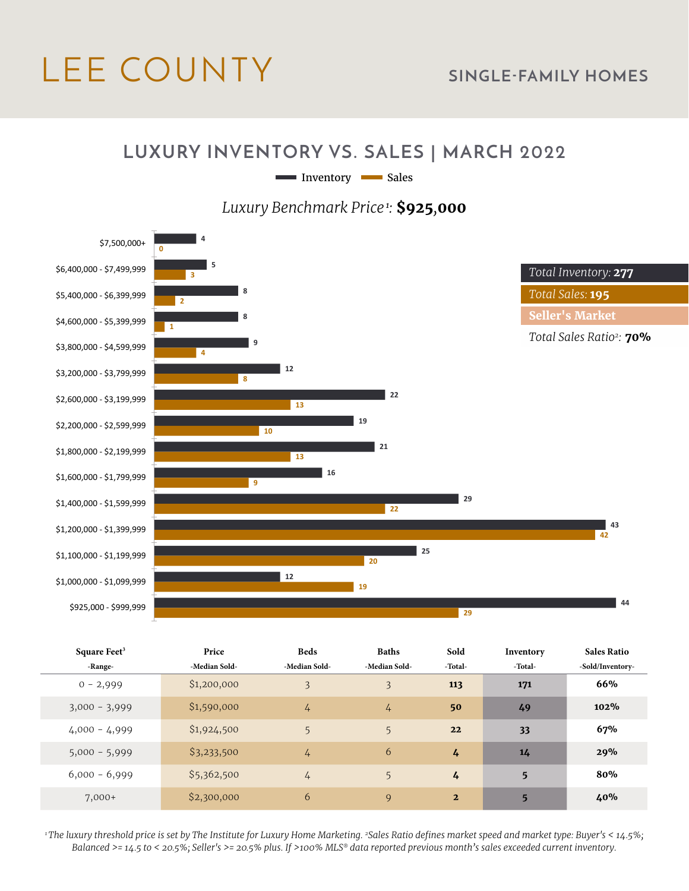# LEE COUNTY

## SINGLE-FAMILY HOMES

## LUXURY INVENTORY VS. SALES | MARCH 2022

Inventory | Sales

*Luxury Benchmark Price*[1]: **$925,000**

| Price Range | Inventory | Sales |
|---|---|---|
| $7,500,000+ | 4 | 0 |
| $6,400,000 - $7,499,999 | 5 | 3 |
| $5,400,000 - $6,399,999 | 8 | 2 |
| $4,600,000 - $5,399,999 | 8 | 1 |
| $3,800,000 - $4,599,999 | 9 | 4 |
| $3,200,000 - $3,799,999 | 12 | 8 |
| $2,600,000 - $3,199,999 | 22 | 13 |
| $2,200,000 - $2,599,999 | 19 | 10 |
| $1,800,000 - $2,199,999 | 21 | 13 |
| $1,600,000 - $1,799,999 | 16 | 9 |
| $1,400,000 - $1,599,999 | 29 | 22 |
| $1,200,000 - $1,399,999 | 43 | 42 |
| $1,100,000 - $1,199,999 | 25 | 20 |
| $1,000,000 - $1,099,999 | 12 | 19 |
| $925,000 - $999,999 | 44 | 29 |

*Total Inventory:* **277**

*Total Sales:* **195**

**Seller's Market**

*Total Sales Ratio*[2]*:* **70%**

| Square Feet[3] -Range- | Price -Median Sold- | Beds -Median Sold- | Baths -Median Sold- | Sold -Total- | Inventory -Total- | Sales Ratio -Sold/Inventory- |
|---|---|---|---|---|---|---|
| 0 - 2,999 | $1,200,000 | 3 | 3 | **113** | **171** | **66%** |
| 3,000 - 3,999 | $1,590,000 | 4 | 4 | **50** | **49** | **102%** |
| 4,000 - 4,999 | $1,924,500 | 5 | 5 | **22** | **33** | **67%** |
| 5,000 - 5,999 | $3,233,500 | 4 | 6 | **4** | **14** | **29%** |
| 6,000 - 6,999 | $5,362,500 | 4 | 5 | **4** | **5** | **80%** |
| 7,000+ | $2,300,000 | 6 | 9 | **2** | **5** | **40%** |

*[1]The luxury threshold price is set by The Institute for Luxury Home Marketing. [2]Sales Ratio defines market speed and market type: Buyer's < 14.5%; Balanced >= 14.5 to < 20.5%; Seller's >= 20.5% plus. If >100% MLS® data reported previous month's sales exceeded current inventory.*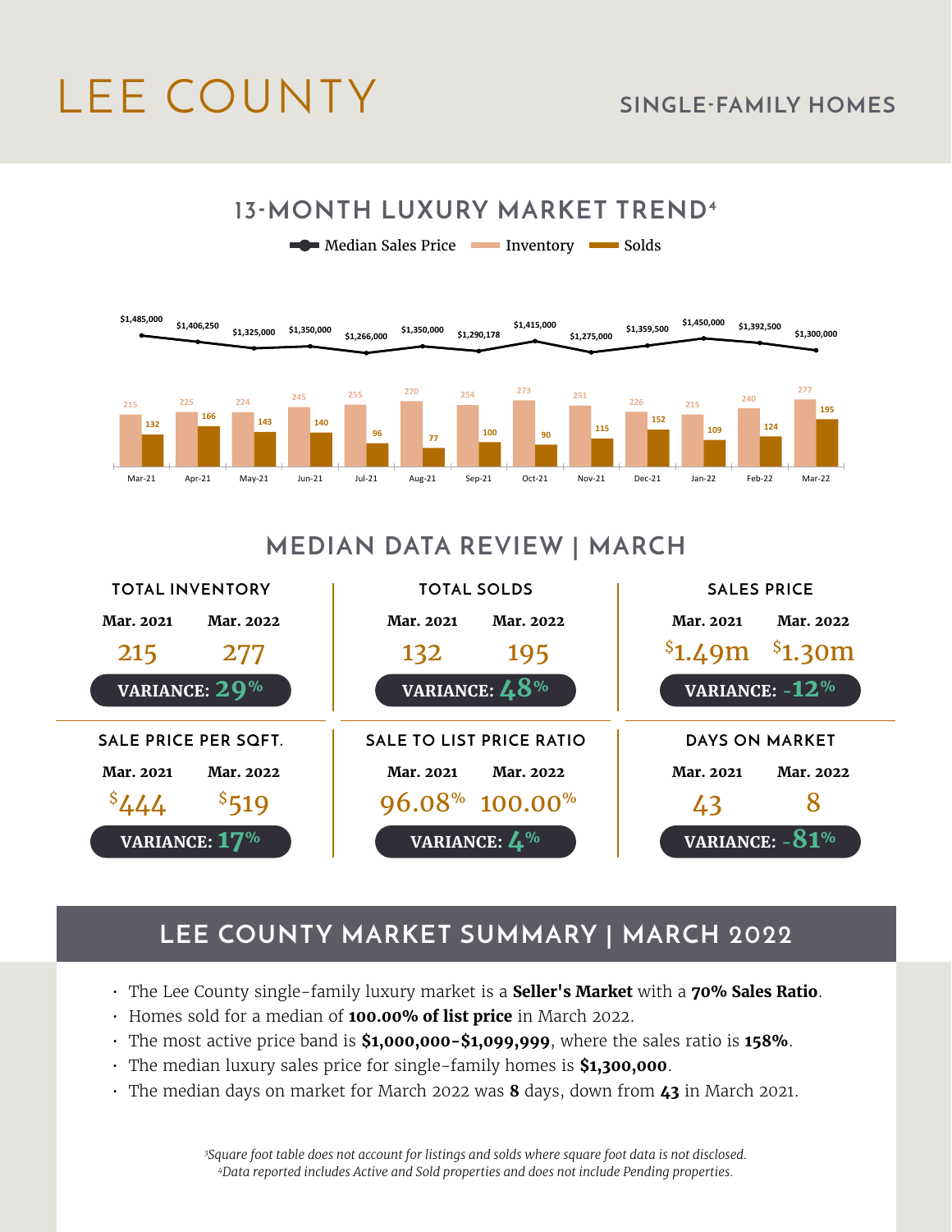# LEE COUNTY

## SINGLE-FAMILY HOMES

## 13-MONTH LUXURY MARKET TREND[4]

| Month | Median Sales Price | Inventory | Solds |
|---|---|---|---|
| Mar-21 | $1,485,000 | 215 | 132 |
| Apr-21 | $1,406,250 | 225 | 166 |
| May-21 | $1,325,000 | 224 | 143 |
| Jun-21 | $1,350,000 | 245 | 140 |
| Jul-21 | $1,266,000 | 255 | 96 |
| Aug-21 | $1,350,000 | 270 | 77 |
| Sep-21 | $1,290,178 | 254 | 100 |
| Oct-21 | $1,415,000 | 273 | 90 |
| Nov-21 | $1,275,000 | 251 | 115 |
| Dec-21 | $1,359,500 | 226 | 152 |
| Jan-22 | $1,450,000 | 215 | 109 |
| Feb-22 | $1,392,500 | 240 | 124 |
| Mar-22 | $1,300,000 | 277 | 195 |

## MEDIAN DATA REVIEW | MARCH

| Metric | Mar. 2021 | Mar. 2022 | Variance |
|---|---|---|---|
| TOTAL INVENTORY | 215 | 277 | 29% |
| TOTAL SOLDS | 132 | 195 | 48% |
| SALES PRICE | $1.49m | $1.30m | -12% |
| SALE PRICE PER SQFT. | $444 | $519 | 17% |
| SALE TO LIST PRICE RATIO | 96.08% | 100.00% | 4% |
| DAYS ON MARKET | 43 | 8 | -81% |

## LEE COUNTY MARKET SUMMARY | MARCH 2022

- The Lee County single-family luxury market is a **Seller's Market** with a **70% Sales Ratio**.
- Homes sold for a median of **100.00% of list price** in March 2022.
- The most active price band is **$1,000,000-$1,099,999**, where the sales ratio is **158%**.
- The median luxury sales price for single-family homes is **$1,300,000**.
- The median days on market for March 2022 was **8** days, down from **43** in March 2021.

*[3]Square foot table does not account for listings and solds where square foot data is not disclosed.*
*[4]Data reported includes Active and Sold properties and does not include Pending properties.*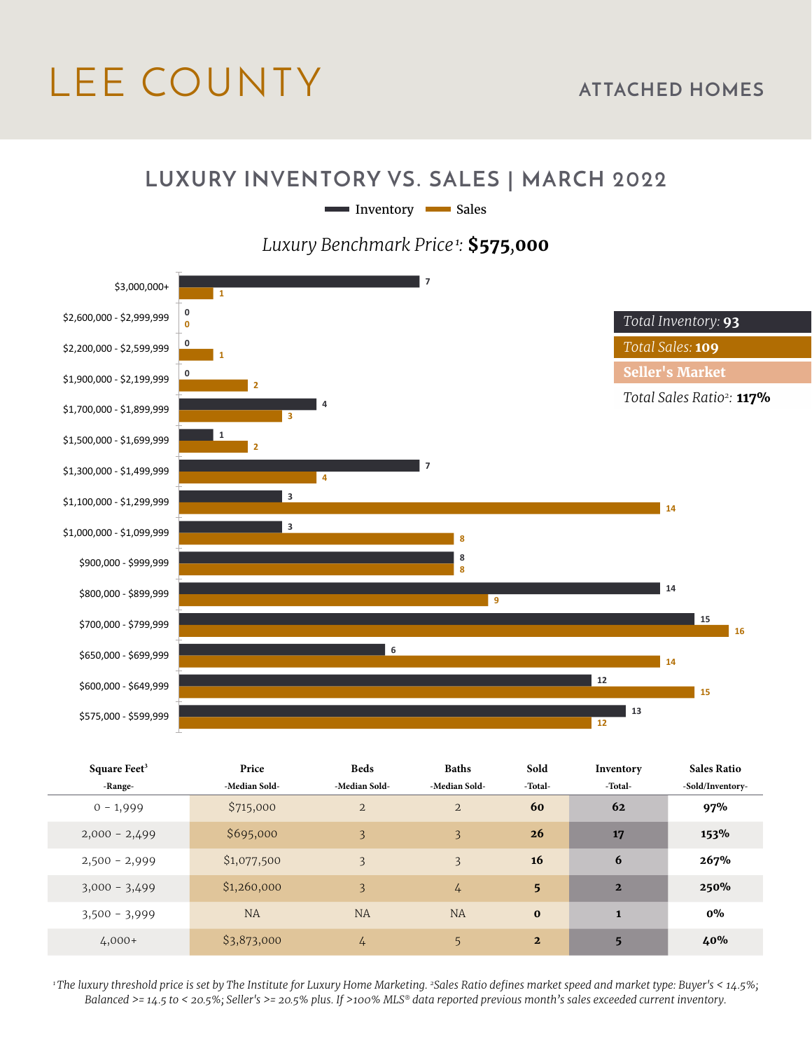# LEE COUNTY

## ATTACHED HOMES

## LUXURY INVENTORY VS. SALES | MARCH 2022

Inventory | Sales

*Luxury Benchmark Price[1]:* **$575,000**

| Price Range | Inventory | Sales |
|---|---|---|
| $3,000,000+ | 7 | 1 |
| $2,600,000 - $2,999,999 | 0 | 0 |
| $2,200,000 - $2,599,999 | 0 | 1 |
| $1,900,000 - $2,199,999 | 0 | 2 |
| $1,700,000 - $1,899,999 | 4 | 3 |
| $1,500,000 - $1,699,999 | 1 | 2 |
| $1,300,000 - $1,499,999 | 7 | 4 |
| $1,100,000 - $1,299,999 | 3 | 14 |
| $1,000,000 - $1,099,999 | 3 | 8 |
| $900,000 - $999,999 | 8 | 8 |
| $800,000 - $899,999 | 14 | 9 |
| $700,000 - $799,999 | 15 | 16 |
| $650,000 - $699,999 | 6 | 14 |
| $600,000 - $649,999 | 12 | 15 |
| $575,000 - $599,999 | 13 | 12 |

*Total Inventory:* **93**

*Total Sales:* **109**

**Seller's Market**

*Total Sales Ratio[2]:* **117%**

| Square Feet[3] -Range- | Price -Median Sold- | Beds -Median Sold- | Baths -Median Sold- | Sold -Total- | Inventory -Total- | Sales Ratio -Sold/Inventory- |
|---|---|---|---|---|---|---|
| 0 - 1,999 | $715,000 | 2 | 2 | **60** | **62** | **97%** |
| 2,000 - 2,499 | $695,000 | 3 | 3 | **26** | **17** | **153%** |
| 2,500 - 2,999 | $1,077,500 | 3 | 3 | **16** | **6** | **267%** |
| 3,000 - 3,499 | $1,260,000 | 3 | 4 | **5** | **2** | **250%** |
| 3,500 - 3,999 | NA | NA | NA | **0** | **1** | **0%** |
| 4,000+ | $3,873,000 | 4 | 5 | **2** | **5** | **40%** |

*[1]The luxury threshold price is set by The Institute for Luxury Home Marketing. [2]Sales Ratio defines market speed and market type: Buyer's < 14.5%; Balanced >= 14.5 to < 20.5%; Seller's >= 20.5% plus. If >100% MLS® data reported previous month's sales exceeded current inventory.*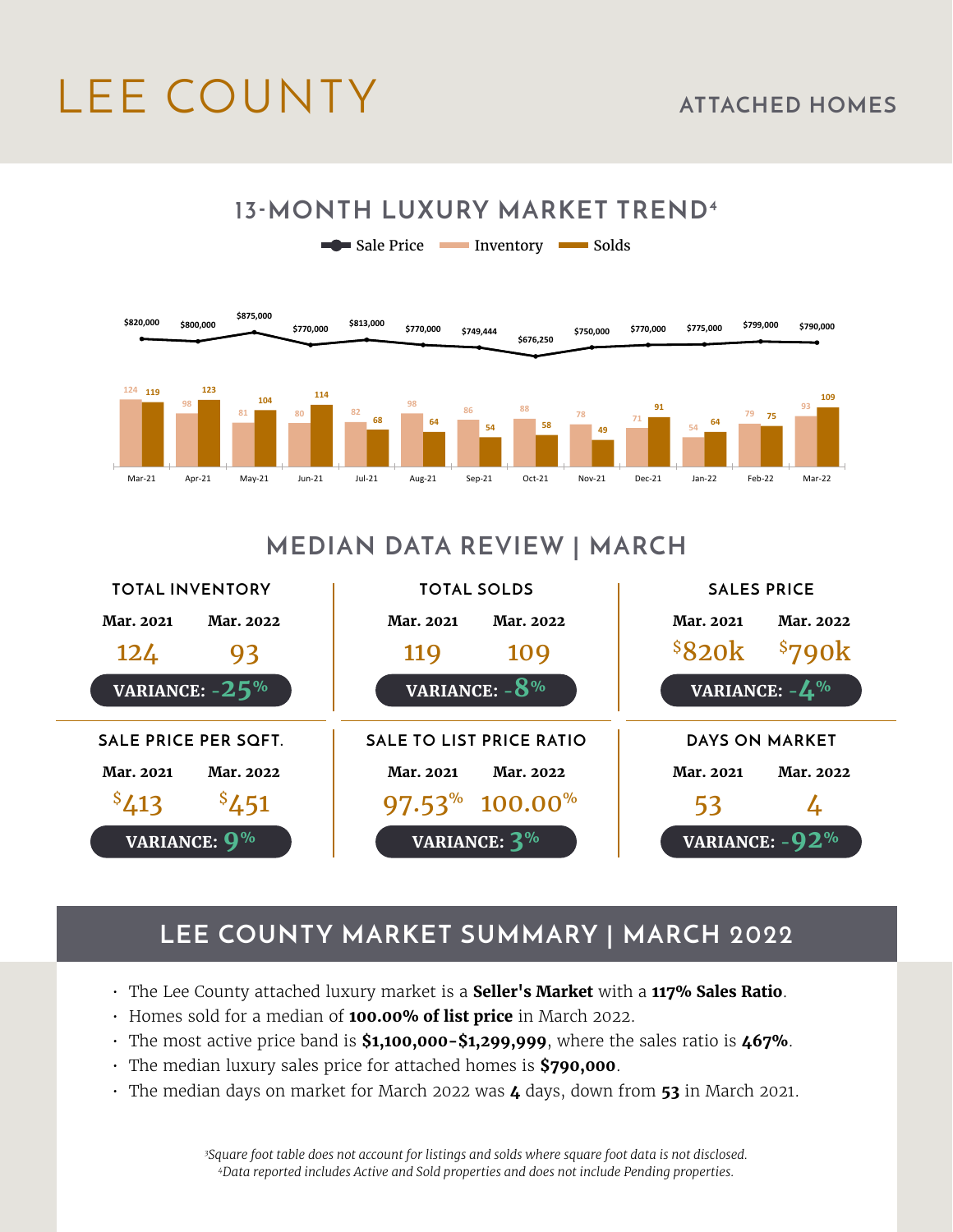# LEE COUNTY

ATTACHED HOMES

## 13-MONTH LUXURY MARKET TREND[4]

Sale Price Inventory Solds

$820,000 $800,000 $875,000 $770,000 $813,000 $770,000 $749,444 $676,250 $750,000 $770,000 $775,000 $799,000 $790,000

124 119 98 123 81 104 80 114 82 68 98 64 86 54 88 58 78 49 71 91 54 64 79 75 93 109

Mar-21 Apr-21 May-21 Jun-21 Jul-21 Aug-21 Sep-21 Oct-21 Nov-21 Dec-21 Jan-22 Feb-22 Mar-22

## MEDIAN DATA REVIEW | MARCH

### TOTAL INVENTORY

Mar. 2021: 124
Mar. 2022: 93

**VARIANCE: -25%**

### TOTAL SOLDS

Mar. 2021: 119
Mar. 2022: 109

**VARIANCE: -8%**

### SALES PRICE

Mar. 2021: $820k
Mar. 2022: $790k

**VARIANCE: -4%**

### SALE PRICE PER SQFT.

Mar. 2021: $413
Mar. 2022: $451

**VARIANCE: 9%**

### SALE TO LIST PRICE RATIO

Mar. 2021: 97.53%
Mar. 2022: 100.00%

**VARIANCE: 3%**

### DAYS ON MARKET

Mar. 2021: 53
Mar. 2022: 4

**VARIANCE: -92%**

## LEE COUNTY MARKET SUMMARY | MARCH 2022

- The Lee County attached luxury market is a **Seller's Market** with a **117% Sales Ratio**.
- Homes sold for a median of **100.00% of list price** in March 2022.
- The most active price band is **$1,100,000-$1,299,999**, where the sales ratio is **467%**.
- The median luxury sales price for attached homes is **$790,000**.
- The median days on market for March 2022 was **4** days, down from **53** in March 2021.

*[3]Square foot table does not account for listings and solds where square foot data is not disclosed.*
*[4]Data reported includes Active and Sold properties and does not include Pending properties.*